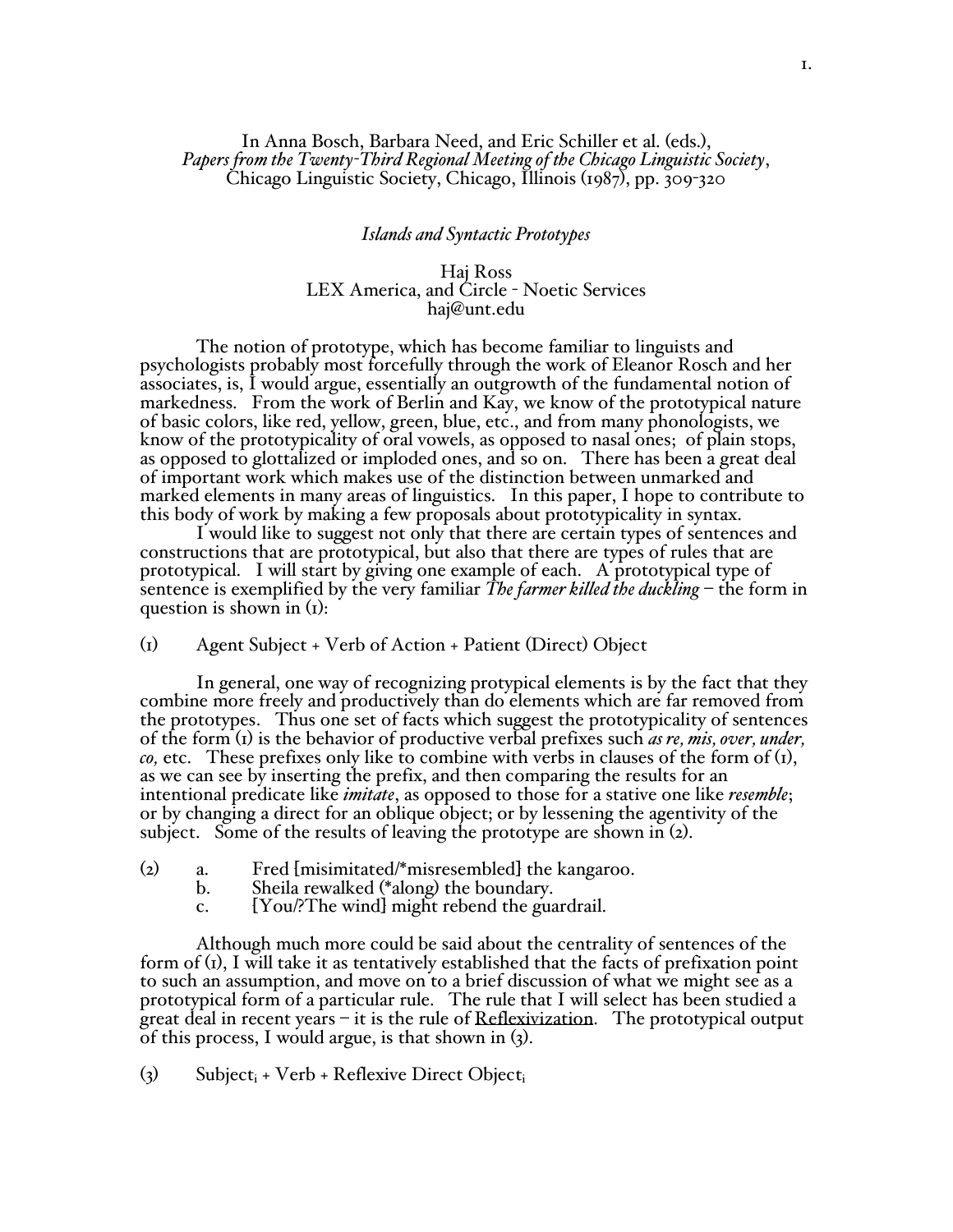In Anna Bosch, Barbara Need, and Eric Schiller et al. (eds.),
*Papers from the Twenty-Third Regional Meeting of the Chicago Linguistic Society*,
Chicago Linguistic Society, Chicago, Illinois (1987), pp. 309-320

# *Islands and Syntactic Prototypes*

Haj Ross
LEX America, and Circle - Noetic Services
haj@unt.edu

The notion of prototype, which has become familiar to linguists and psychologists probably most forcefully through the work of Eleanor Rosch and her associates, is, I would argue, essentially an outgrowth of the fundamental notion of markedness. From the work of Berlin and Kay, we know of the prototypical nature of basic colors, like red, yellow, green, blue, etc., and from many phonologists, we know of the prototypicality of oral vowels, as opposed to nasal ones; of plain stops, as opposed to glottalized or imploded ones, and so on. There has been a great deal of important work which makes use of the distinction between unmarked and marked elements in many areas of linguistics. In this paper, I hope to contribute to this body of work by making a few proposals about prototypicality in syntax.

I would like to suggest not only that there are certain types of sentences and constructions that are prototypical, but also that there are types of rules that are prototypical. I will start by giving one example of each. A prototypical type of sentence is exemplified by the very familiar *The farmer killed the duckling* – the form in question is shown in (1):

(1) Agent Subject + Verb of Action + Patient (Direct) Object

In general, one way of recognizing protypical elements is by the fact that they combine more freely and productively than do elements which are far removed from the prototypes. Thus one set of facts which suggest the prototypicality of sentences of the form (1) is the behavior of productive verbal prefixes such *as re, mis, over, under, co,* etc. These prefixes only like to combine with verbs in clauses of the form of (1), as we can see by inserting the prefix, and then comparing the results for an intentional predicate like *imitate*, as opposed to those for a stative one like *resemble*; or by changing a direct for an oblique object; or by lessening the agentivity of the subject. Some of the results of leaving the prototype are shown in (2).

(2) a. Fred [misimitated/*misresembled] the kangaroo.
    b. Sheila rewalked (*along) the boundary.
    c. [You/?The wind] might rebend the guardrail.

Although much more could be said about the centrality of sentences of the form of (1), I will take it as tentatively established that the facts of prefixation point to such an assumption, and move on to a brief discussion of what we might see as a prototypical form of a particular rule. The rule that I will select has been studied a great deal in recent years – it is the rule of <u>Reflexivization</u>. The prototypical output of this process, I would argue, is that shown in (3).

(3) $\text{Subject}_i$ + Verb + Reflexive Direct $\text{Object}_i$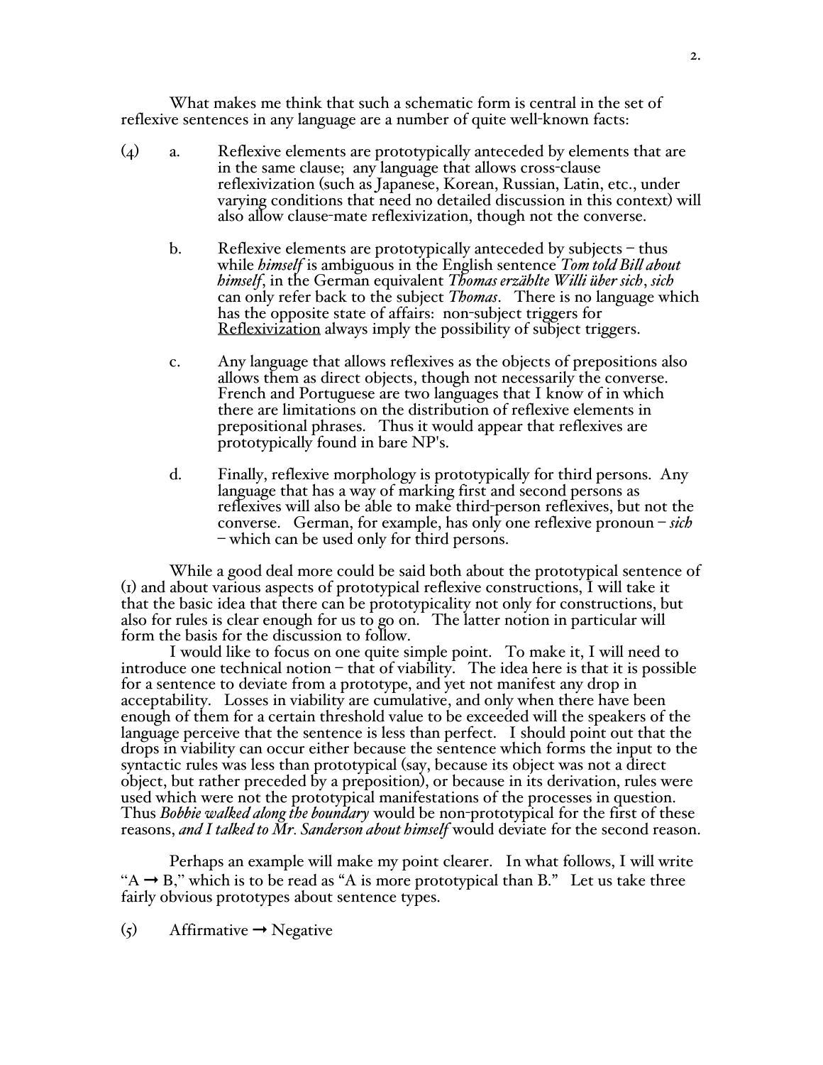What makes me think that such a schematic form is central in the set of reflexive sentences in any language are a number of quite well-known facts:

(4)

a. Reflexive elements are prototypically anteceded by elements that are in the same clause; any language that allows cross-clause reflexivization (such as Japanese, Korean, Russian, Latin, etc., under varying conditions that need no detailed discussion in this context) will also allow clause-mate reflexivization, though not the converse.

b. Reflexive elements are prototypically anteceded by subjects – thus while *himself* is ambiguous in the English sentence *Tom told Bill about himself*, in the German equivalent *Thomas erzählte Willi über sich*, *sich* can only refer back to the subject *Thomas*. There is no language which has the opposite state of affairs: non-subject triggers for <u>Reflexivization</u> always imply the possibility of subject triggers.

c. Any language that allows reflexives as the objects of prepositions also allows them as direct objects, though not necessarily the converse. French and Portuguese are two languages that I know of in which there are limitations on the distribution of reflexive elements in prepositional phrases. Thus it would appear that reflexives are prototypically found in bare NP's.

d. Finally, reflexive morphology is prototypically for third persons. Any language that has a way of marking first and second persons as reflexives will also be able to make third-person reflexives, but not the converse. German, for example, has only one reflexive pronoun – *sich* – which can be used only for third persons.

While a good deal more could be said both about the prototypical sentence of (1) and about various aspects of prototypical reflexive constructions, I will take it that the basic idea that there can be prototypicality not only for constructions, but also for rules is clear enough for us to go on. The latter notion in particular will form the basis for the discussion to follow.

I would like to focus on one quite simple point. To make it, I will need to introduce one technical notion – that of viability. The idea here is that it is possible for a sentence to deviate from a prototype, and yet not manifest any drop in acceptability. Losses in viability are cumulative, and only when there have been enough of them for a certain threshold value to be exceeded will the speakers of the language perceive that the sentence is less than perfect. I should point out that the drops in viability can occur either because the sentence which forms the input to the syntactic rules was less than prototypical (say, because its object was not a direct object, but rather preceded by a preposition), or because in its derivation, rules were used which were not the prototypical manifestations of the processes in question. Thus *Bobbie walked along the boundary* would be non-prototypical for the first of these reasons, *and I talked to Mr. Sanderson about himself* would deviate for the second reason.

Perhaps an example will make my point clearer. In what follows, I will write "A → B," which is to be read as "A is more prototypical than B." Let us take three fairly obvious prototypes about sentence types.

(5) Affirmative → Negative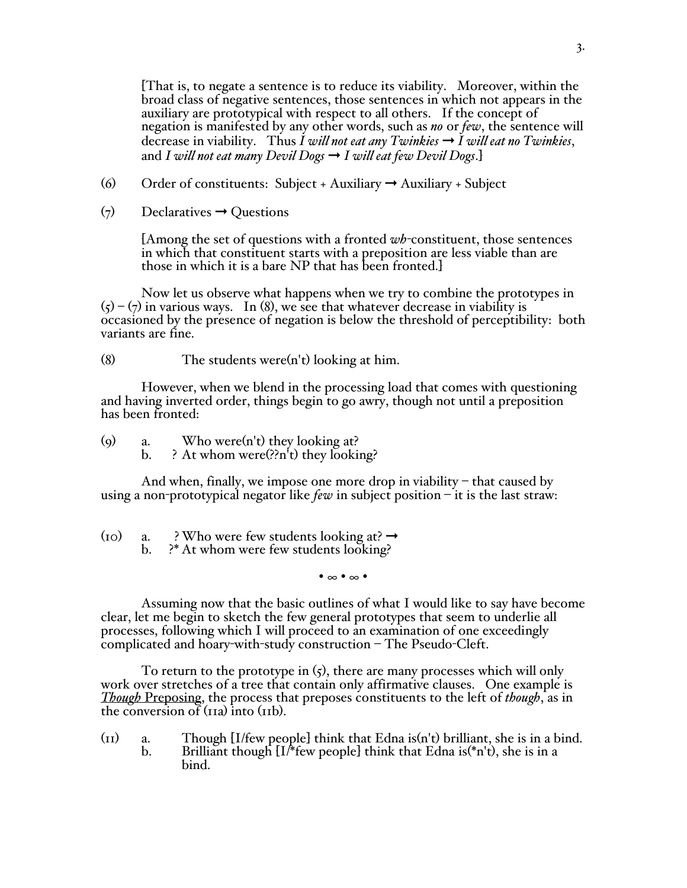[That is, to negate a sentence is to reduce its viability. Moreover, within the broad class of negative sentences, those sentences in which not appears in the auxiliary are prototypical with respect to all others. If the concept of negation is manifested by any other words, such as *no* or *few*, the sentence will decrease in viability. Thus *I will not eat any Twinkies* → *I will eat no Twinkies*, and *I will not eat many Devil Dogs* → *I will eat few Devil Dogs*.]

(6) Order of constituents: Subject + Auxiliary → Auxiliary + Subject

(7) Declaratives → Questions

[Among the set of questions with a fronted *wh*-constituent, those sentences in which that constituent starts with a preposition are less viable than are those in which it is a bare NP that has been fronted.]

Now let us observe what happens when we try to combine the prototypes in (5) – (7) in various ways. In (8), we see that whatever decrease in viability is occasioned by the presence of negation is below the threshold of perceptibility: both variants are fine.

(8) The students were(n't) looking at him.

However, when we blend in the processing load that comes with questioning and having inverted order, things begin to go awry, though not until a preposition has been fronted:

(9) a. Who were(n't) they looking at?
b. ? At whom were(??n't) they looking?

And when, finally, we impose one more drop in viability – that caused by using a non-prototypical negator like *few* in subject position – it is the last straw:

(10) a. ? Who were few students looking at? →
b. ?* At whom were few students looking?

• ∞ • ∞ •

Assuming now that the basic outlines of what I would like to say have become clear, let me begin to sketch the few general prototypes that seem to underlie all processes, following which I will proceed to an examination of one exceedingly complicated and hoary-with-study construction – The Pseudo-Cleft.

To return to the prototype in (5), there are many processes which will only work over stretches of a tree that contain only affirmative clauses. One example is ***Though*** Preposing, the process that preposes constituents to the left of *though*, as in the conversion of (11a) into (11b).

(11) a. Though [I/few people] think that Edna is(n't) brilliant, she is in a bind.
b. Brilliant though [I/*few people] think that Edna is(*n't), she is in a bind.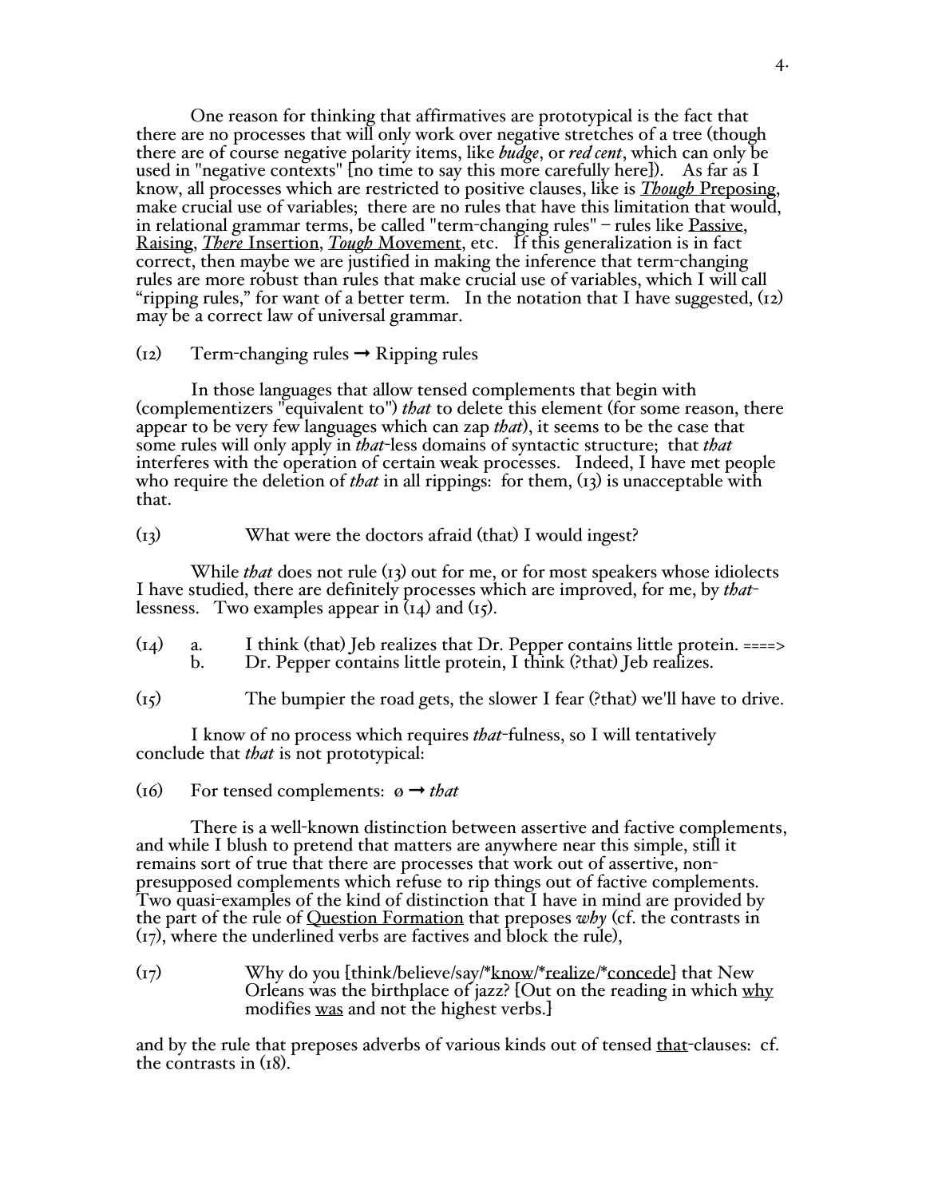One reason for thinking that affirmatives are prototypical is the fact that there are no processes that will only work over negative stretches of a tree (though there are of course negative polarity items, like *budge*, or *red cent*, which can only be used in "negative contexts" [no time to say this more carefully here]). As far as I know, all processes which are restricted to positive clauses, like is <u>*Though* Preposing</u>, make crucial use of variables; there are no rules that have this limitation that would, in relational grammar terms, be called "term-changing rules" – rules like <u>Passive</u>, <u>Raising</u>, <u>*There* Insertion</u>, <u>*Tough* Movement</u>, etc. If this generalization is in fact correct, then maybe we are justified in making the inference that term-changing rules are more robust than rules that make crucial use of variables, which I will call "ripping rules," for want of a better term. In the notation that I have suggested, (12) may be a correct law of universal grammar.

(12) Term-changing rules → Ripping rules

In those languages that allow tensed complements that begin with (complementizers "equivalent to") *that* to delete this element (for some reason, there appear to be very few languages which can zap *that*), it seems to be the case that some rules will only apply in *that*-less domains of syntactic structure; that *that* interferes with the operation of certain weak processes. Indeed, I have met people who require the deletion of *that* in all rippings: for them, (13) is unacceptable with that.

(13) What were the doctors afraid (that) I would ingest?

While *that* does not rule (13) out for me, or for most speakers whose idiolects I have studied, there are definitely processes which are improved, for me, by *that*-lessness. Two examples appear in (14) and (15).

(14) a. I think (that) Jeb realizes that Dr. Pepper contains little protein. ====>
b. Dr. Pepper contains little protein, I think (?that) Jeb realizes.

(15) The bumpier the road gets, the slower I fear (?that) we'll have to drive.

I know of no process which requires *that*-fulness, so I will tentatively conclude that *that* is not prototypical:

(16) For tensed complements: ø → *that*

There is a well-known distinction between assertive and factive complements, and while I blush to pretend that matters are anywhere near this simple, still it remains sort of true that there are processes that work out of assertive, non-presupposed complements which refuse to rip things out of factive complements. Two quasi-examples of the kind of distinction that I have in mind are provided by the part of the rule of <u>Question Formation</u> that preposes *why* (cf. the contrasts in (17), where the underlined verbs are factives and block the rule),

(17) Why do you [think/believe/say/*<u>know</u>/*<u>realize</u>/*<u>concede</u>] that New Orleans was the birthplace of jazz? [Out on the reading in which <u>why</u> modifies <u>was</u> and not the highest verbs.]

and by the rule that preposes adverbs of various kinds out of tensed <u>that</u>-clauses: cf. the contrasts in (18).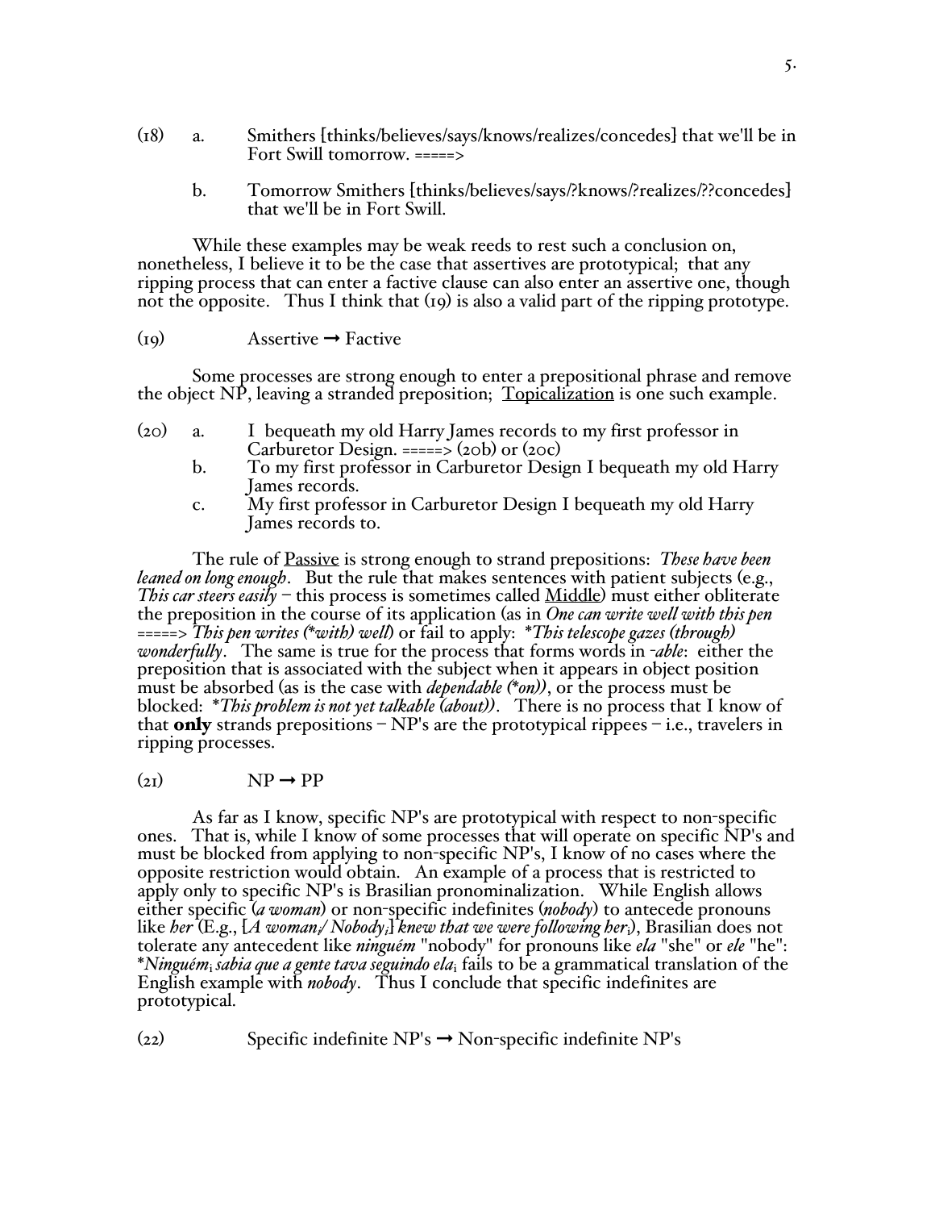(18) a. Smithers [thinks/believes/says/knows/realizes/concedes] that we'll be in Fort Swill tomorrow. =====>

b. Tomorrow Smithers [thinks/believes/says/?knows/?realizes/??concedes] that we'll be in Fort Swill.

While these examples may be weak reeds to rest such a conclusion on, nonetheless, I believe it to be the case that assertives are prototypical; that any ripping process that can enter a factive clause can also enter an assertive one, though not the opposite. Thus I think that (19) is also a valid part of the ripping prototype.

(19) Assertive → Factive

Some processes are strong enough to enter a prepositional phrase and remove the object NP, leaving a stranded preposition; <u>Topicalization</u> is one such example.

(20) a. I bequeath my old Harry James records to my first professor in Carburetor Design. =====> (20b) or (20c)

b. To my first professor in Carburetor Design I bequeath my old Harry James records.

c. My first professor in Carburetor Design I bequeath my old Harry James records to.

The rule of <u>Passive</u> is strong enough to strand prepositions: *These have been leaned on long enough*. But the rule that makes sentences with patient subjects (e.g., *This car steers easily* – this process is sometimes called <u>Middle</u>) must either obliterate the preposition in the course of its application (as in *One can write well with this pen* =====> *This pen writes (\*with) well*) or fail to apply: *\*This telescope gazes (through) wonderfully*. The same is true for the process that forms words in *-able*: either the preposition that is associated with the subject when it appears in object position must be absorbed (as is the case with *dependable (\*on))*, or the process must be blocked: *\*This problem is not yet talkable (about))*. There is no process that I know of that **only** strands prepositions – NP's are the prototypical rippees – i.e., travelers in ripping processes.

(21) NP → PP

As far as I know, specific NP's are prototypical with respect to non-specific ones. That is, while I know of some processes that will operate on specific NP's and must be blocked from applying to non-specific NP's, I know of no cases where the opposite restriction would obtain. An example of a process that is restricted to apply only to specific NP's is Brasilian pronominalization. While English allows either specific (*a woman*) or non-specific indefinites (*nobody*) to antecede pronouns like *her* (E.g., [*A woman$_i$/ Nobody$_i$*] *knew that we were following her$_i$*), Brasilian does not tolerate any antecedent like *ninguém* "nobody" for pronouns like *ela* "she" or *ele* "he": \**Ninguém$_i$ sabia que a gente tava seguindo ela$_i$* fails to be a grammatical translation of the English example with *nobody*. Thus I conclude that specific indefinites are prototypical.

(22) Specific indefinite NP's → Non-specific indefinite NP's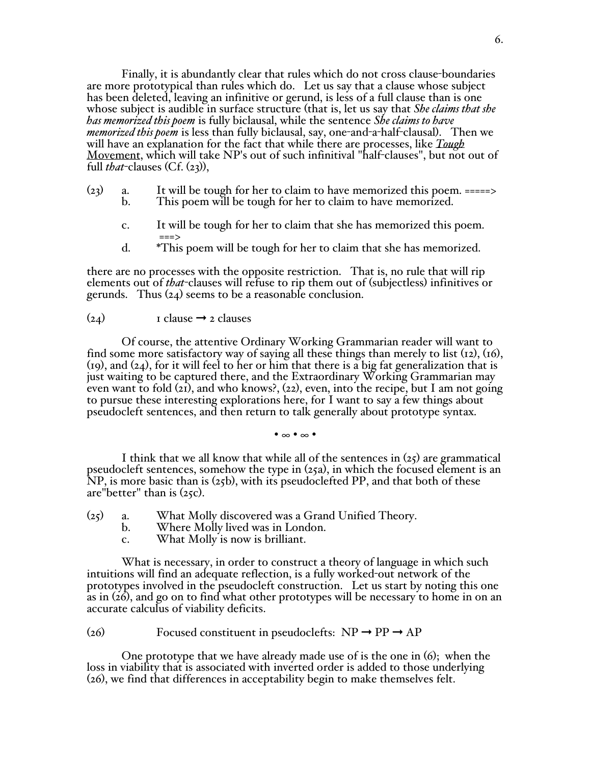Finally, it is abundantly clear that rules which do not cross clause-boundaries are more prototypical than rules which do. Let us say that a clause whose subject has been deleted, leaving an infinitive or gerund, is less of a full clause than is one whose subject is audible in surface structure (that is, let us say that *She claims that she has memorized this poem* is fully biclausal, while the sentence *She claims to have memorized this poem* is less than fully biclausal, say, one-and-a-half-clausal). Then we will have an explanation for the fact that while there are processes, like ***Tough*** Movement, which will take NP's out of such infinitival "half-clauses", but not out of full *that*-clauses (Cf. (23)),

(23) a. It will be tough for her to claim to have memorized this poem. =====>
b. This poem will be tough for her to claim to have memorized.

c. It will be tough for her to claim that she has memorized this poem. ===>
d. *This poem will be tough for her to claim that she has memorized.

there are no processes with the opposite restriction. That is, no rule that will rip elements out of *that*-clauses will refuse to rip them out of (subjectless) infinitives or gerunds. Thus (24) seems to be a reasonable conclusion.

(24) 1 clause → 2 clauses

Of course, the attentive Ordinary Working Grammarian reader will want to find some more satisfactory way of saying all these things than merely to list (12), (16), (19), and (24), for it will feel to her or him that there is a big fat generalization that is just waiting to be captured there, and the Extraordinary Working Grammarian may even want to fold (21), and who knows?, (22), even, into the recipe, but I am not going to pursue these interesting explorations here, for I want to say a few things about pseudocleft sentences, and then return to talk generally about prototype syntax.

• ∞ • ∞ •

I think that we all know that while all of the sentences in (25) are grammatical pseudocleft sentences, somehow the type in (25a), in which the focused element is an NP, is more basic than is (25b), with its pseudoclefted PP, and that both of these are"better" than is (25c).

(25) a. What Molly discovered was a Grand Unified Theory.
b. Where Molly lived was in London.
c. What Molly is now is brilliant.

What is necessary, in order to construct a theory of language in which such intuitions will find an adequate reflection, is a fully worked-out network of the prototypes involved in the pseudocleft construction. Let us start by noting this one as in (26), and go on to find what other prototypes will be necessary to home in on an accurate calculus of viability deficits.

(26) Focused constituent in pseudoclefts: NP → PP → AP

One prototype that we have already made use of is the one in (6); when the loss in viability that is associated with inverted order is added to those underlying (26), we find that differences in acceptability begin to make themselves felt.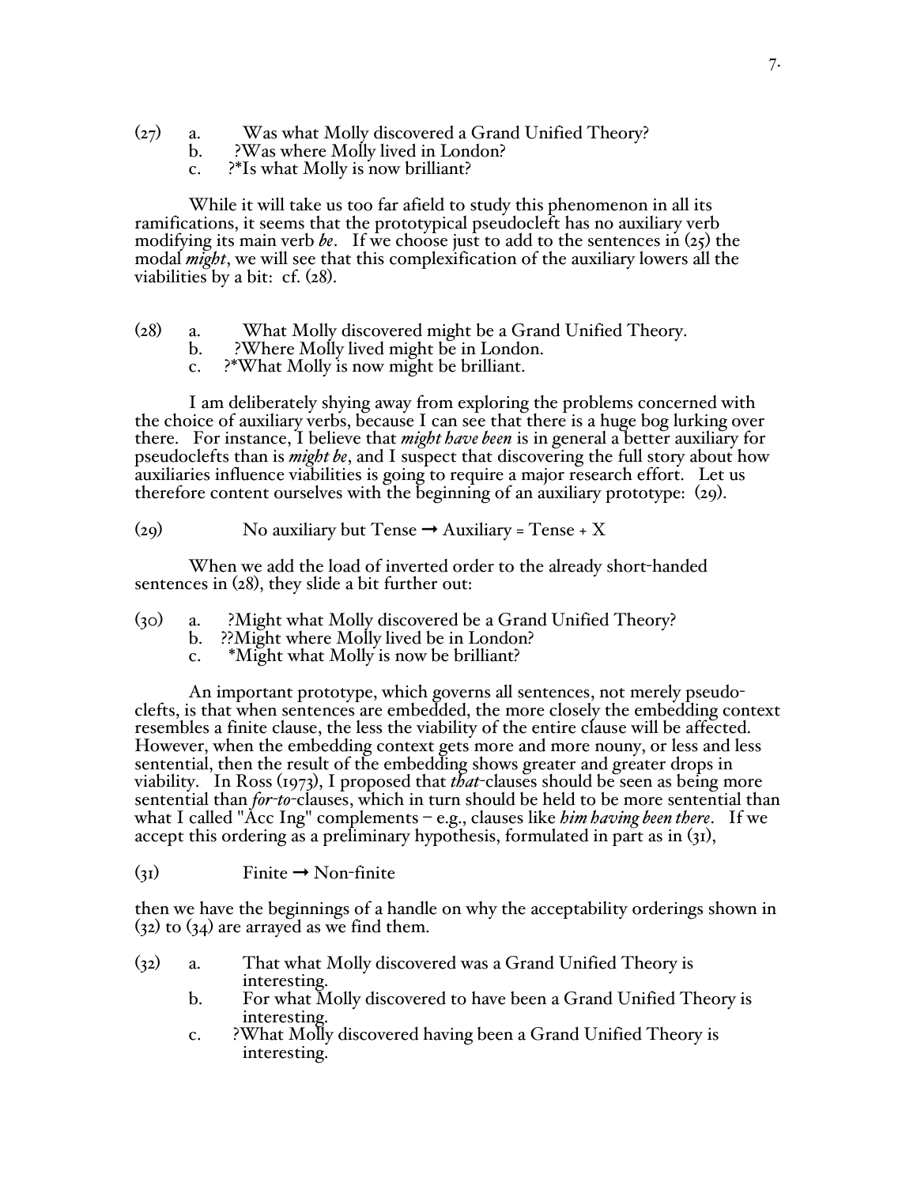(27) a. Was what Molly discovered a Grand Unified Theory?
  b. ?Was where Molly lived in London?
  c. ?*Is what Molly is now brilliant?

While it will take us too far afield to study this phenomenon in all its ramifications, it seems that the prototypical pseudocleft has no auxiliary verb modifying its main verb *be*. If we choose just to add to the sentences in (25) the modal *might*, we will see that this complexification of the auxiliary lowers all the viabilities by a bit: cf. (28).

(28) a. What Molly discovered might be a Grand Unified Theory.
  b. ?Where Molly lived might be in London.
  c. ?*What Molly is now might be brilliant.

I am deliberately shying away from exploring the problems concerned with the choice of auxiliary verbs, because I can see that there is a huge bog lurking over there. For instance, I believe that *might have been* is in general a better auxiliary for pseudoclefts than is *might be*, and I suspect that discovering the full story about how auxiliaries influence viabilities is going to require a major research effort. Let us therefore content ourselves with the beginning of an auxiliary prototype: (29).

(29) No auxiliary but Tense → Auxiliary = Tense + X

When we add the load of inverted order to the already short-handed sentences in (28), they slide a bit further out:

(30) a. ?Might what Molly discovered be a Grand Unified Theory?
  b. ??Might where Molly lived be in London?
  c. *Might what Molly is now be brilliant?

An important prototype, which governs all sentences, not merely pseudo-clefts, is that when sentences are embedded, the more closely the embedding context resembles a finite clause, the less the viability of the entire clause will be affected. However, when the embedding context gets more and more nouny, or less and less sentential, then the result of the embedding shows greater and greater drops in viability. In Ross (1973), I proposed that *that*-clauses should be seen as being more sentential than *for-to*-clauses, which in turn should be held to be more sentential than what I called "Acc Ing" complements – e.g., clauses like *him having been there*. If we accept this ordering as a preliminary hypothesis, formulated in part as in (31),

(31) Finite → Non-finite

then we have the beginnings of a handle on why the acceptability orderings shown in (32) to (34) are arrayed as we find them.

(32) a. That what Molly discovered was a Grand Unified Theory is interesting.
  b. For what Molly discovered to have been a Grand Unified Theory is interesting.
  c. ?What Molly discovered having been a Grand Unified Theory is interesting.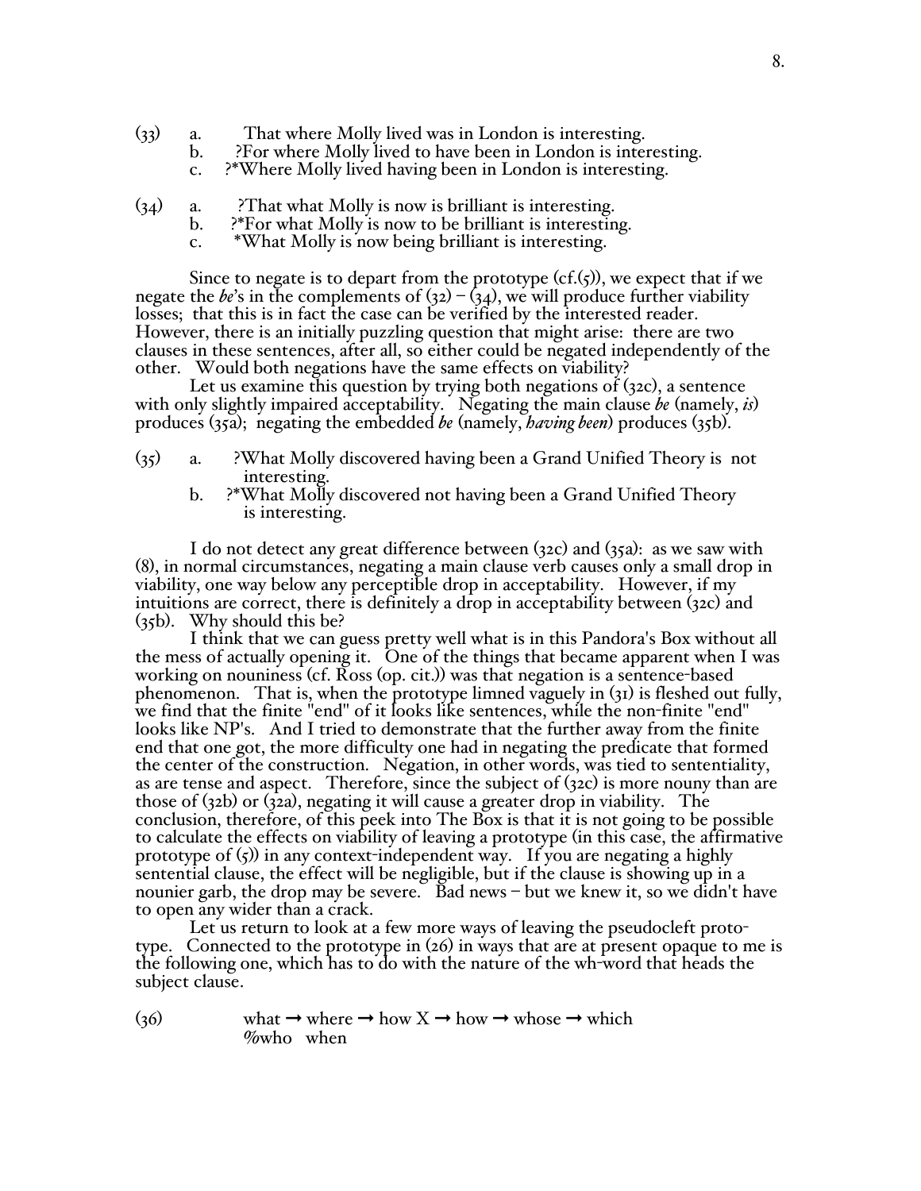(33) a. That where Molly lived was in London is interesting.
b. ?For where Molly lived to have been in London is interesting.
c. ?*Where Molly lived having been in London is interesting.

(34) a. ?That what Molly is now is brilliant is interesting.
b. ?*For what Molly is now to be brilliant is interesting.
c. *What Molly is now being brilliant is interesting.

Since to negate is to depart from the prototype (cf.(5)), we expect that if we negate the *be*'s in the complements of (32) – (34), we will produce further viability losses; that this is in fact the case can be verified by the interested reader. However, there is an initially puzzling question that might arise: there are two clauses in these sentences, after all, so either could be negated independently of the other. Would both negations have the same effects on viability?

Let us examine this question by trying both negations of (32c), a sentence with only slightly impaired acceptability. Negating the main clause *be* (namely, *is*) produces (35a); negating the embedded *be* (namely, *having been*) produces (35b).

(35) a. ?What Molly discovered having been a Grand Unified Theory is not interesting.
b. ?*What Molly discovered not having been a Grand Unified Theory is interesting.

I do not detect any great difference between (32c) and (35a): as we saw with (8), in normal circumstances, negating a main clause verb causes only a small drop in viability, one way below any perceptible drop in acceptability. However, if my intuitions are correct, there is definitely a drop in acceptability between (32c) and (35b). Why should this be?

I think that we can guess pretty well what is in this Pandora's Box without all the mess of actually opening it. One of the things that became apparent when I was working on nouniness (cf. Ross (op. cit.)) was that negation is a sentence-based phenomenon. That is, when the prototype limned vaguely in (31) is fleshed out fully, we find that the finite "end" of it looks like sentences, while the non-finite "end" looks like NP's. And I tried to demonstrate that the further away from the finite end that one got, the more difficulty one had in negating the predicate that formed the center of the construction. Negation, in other words, was tied to sententiality, as are tense and aspect. Therefore, since the subject of (32c) is more nouny than are those of (32b) or (32a), negating it will cause a greater drop in viability. The conclusion, therefore, of this peek into The Box is that it is not going to be possible to calculate the effects on viability of leaving a prototype (in this case, the affirmative prototype of (5)) in any context-independent way. If you are negating a highly sentential clause, the effect will be negligible, but if the clause is showing up in a nounier garb, the drop may be severe. Bad news – but we knew it, so we didn't have to open any wider than a crack.

Let us return to look at a few more ways of leaving the pseudocleft prototype. Connected to the prototype in (26) in ways that are at present opaque to me is the following one, which has to do with the nature of the wh-word that heads the subject clause.

(36) what → where → how X → how → whose → which
%who when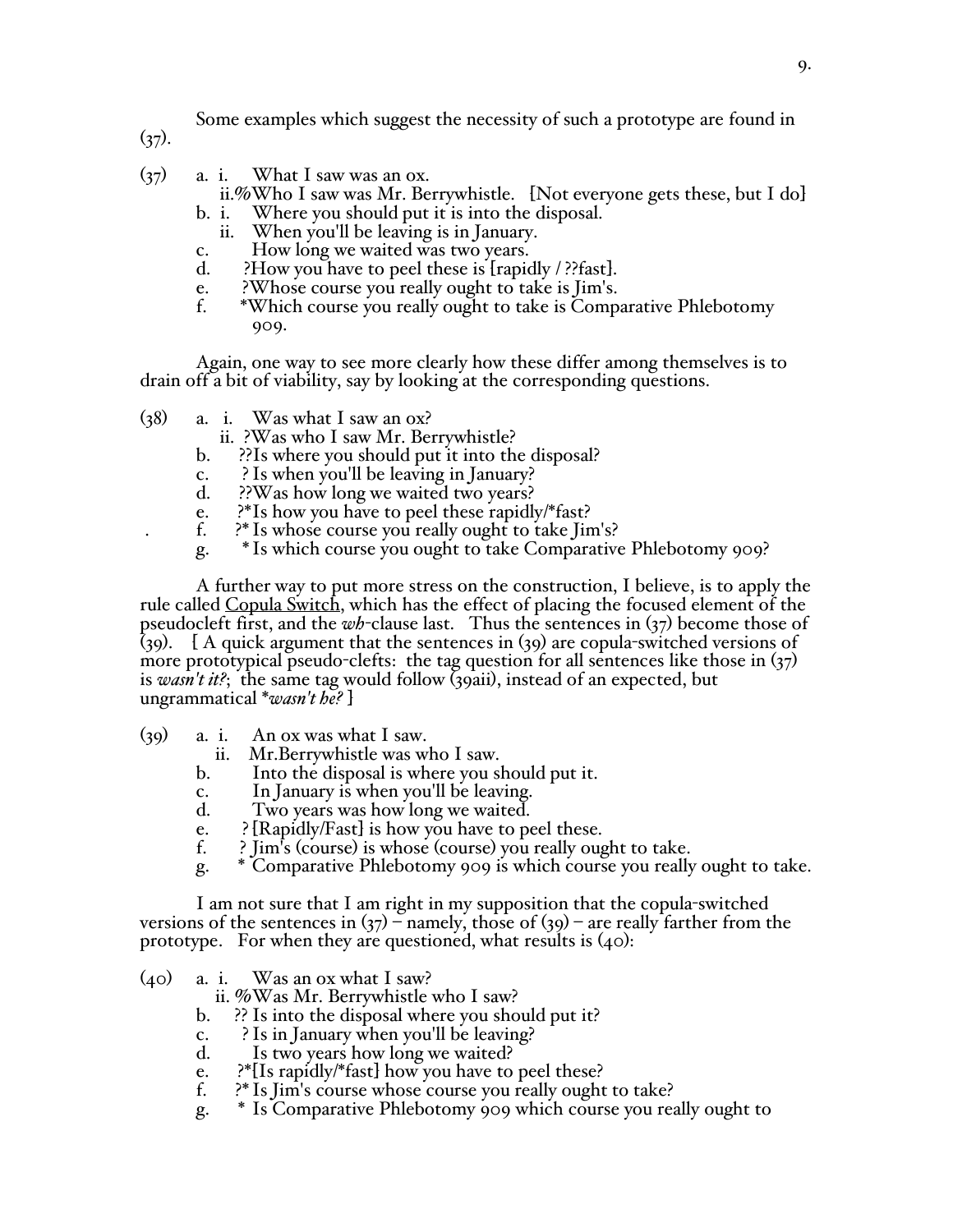Some examples which suggest the necessity of such a prototype are found in (37).

(37)
- a. i. What I saw was an ox.
  - ii. %Who I saw was Mr. Berrywhistle. [Not everyone gets these, but I do]
- b. i. Where you should put it is into the disposal.
  - ii. When you'll be leaving is in January.
- c. How long we waited was two years.
- d. ?How you have to peel these is [rapidly / ??fast].
- e. ?Whose course you really ought to take is Jim's.
- f. *Which course you really ought to take is Comparative Phlebotomy 909.

Again, one way to see more clearly how these differ among themselves is to drain off a bit of viability, say by looking at the corresponding questions.

(38)
- a. i. Was what I saw an ox?
  - ii. ?Was who I saw Mr. Berrywhistle?
- b. ??Is where you should put it into the disposal?
- c. ? Is when you'll be leaving in January?
- d. ??Was how long we waited two years?
- e. ?*Is how you have to peel these rapidly/*fast?
- f. ?* Is whose course you really ought to take Jim's?
- g. * Is which course you ought to take Comparative Phlebotomy 909?

A further way to put more stress on the construction, I believe, is to apply the rule called <u>Copula Switch</u>, which has the effect of placing the focused element of the pseudocleft first, and the *wh*-clause last. Thus the sentences in (37) become those of (39). [ A quick argument that the sentences in (39) are copula-switched versions of more prototypical pseudo-clefts: the tag question for all sentences like those in (37) is *wasn't it?*; the same tag would follow (39aii), instead of an expected, but ungrammatical **wasn't he?* ]

(39)
- a. i. An ox was what I saw.
  - ii. Mr.Berrywhistle was who I saw.
- b. Into the disposal is where you should put it.
- c. In January is when you'll be leaving.
- d. Two years was how long we waited.
- e. ? [Rapidly/Fast] is how you have to peel these.
- f. ? Jim's (course) is whose (course) you really ought to take.
- g. * Comparative Phlebotomy 909 is which course you really ought to take.

I am not sure that I am right in my supposition that the copula-switched versions of the sentences in (37) – namely, those of (39) – are really farther from the prototype. For when they are questioned, what results is (40):

(40)
- a. i. Was an ox what I saw?
  - ii. %Was Mr. Berrywhistle who I saw?
- b. ?? Is into the disposal where you should put it?
- c. ? Is in January when you'll be leaving?
- d. Is two years how long we waited?
- e. ?*[Is rapidly/*fast] how you have to peel these?
- f. ?* Is Jim's course whose course you really ought to take?
- g. * Is Comparative Phlebotomy 909 which course you really ought to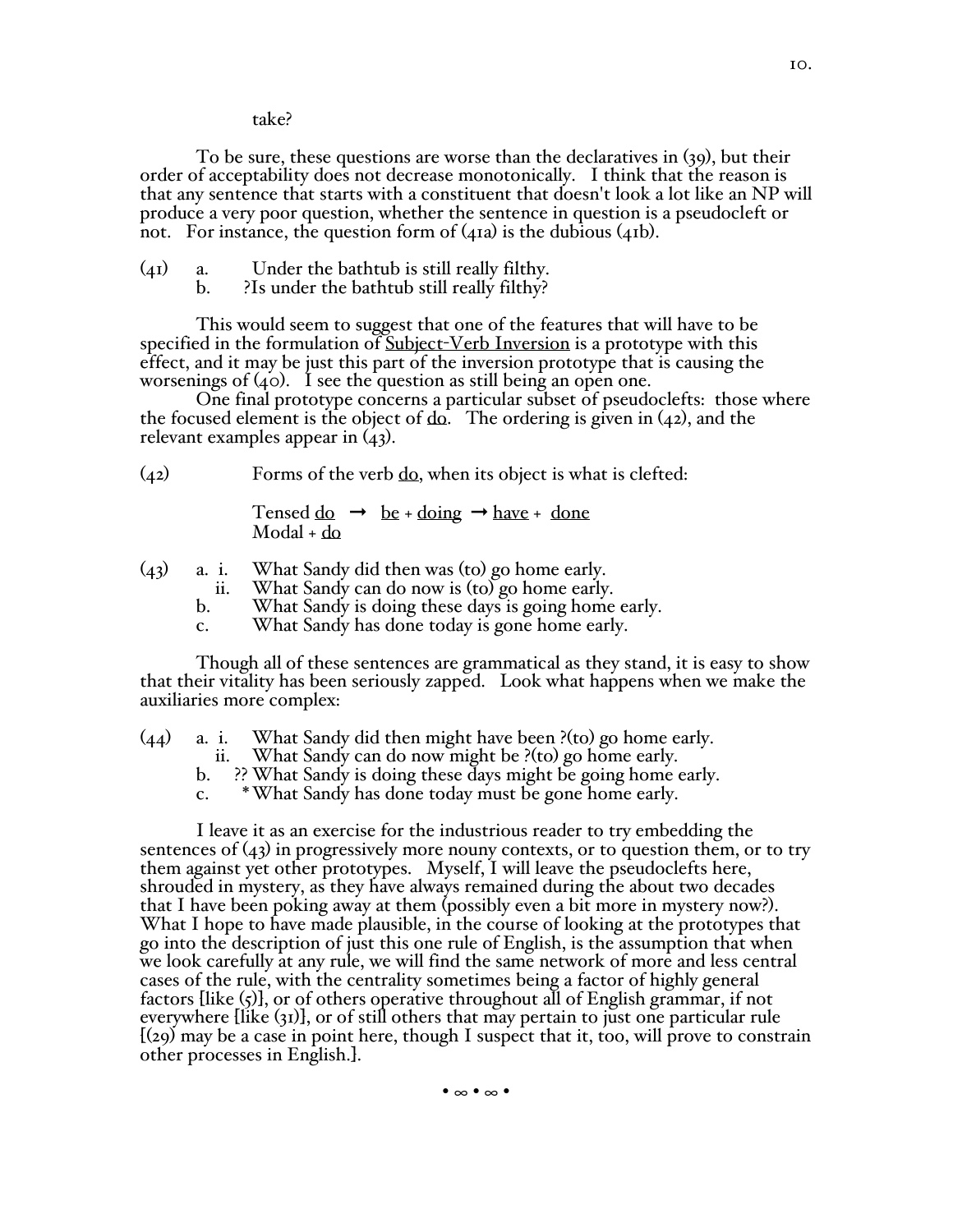take?

To be sure, these questions are worse than the declaratives in (39), but their order of acceptability does not decrease monotonically. I think that the reason is that any sentence that starts with a constituent that doesn't look a lot like an NP will produce a very poor question, whether the sentence in question is a pseudocleft or not. For instance, the question form of (41a) is the dubious (41b).

(41) a. Under the bathtub is still really filthy.
 b. ?Is under the bathtub still really filthy?

This would seem to suggest that one of the features that will have to be specified in the formulation of <u>Subject-Verb Inversion</u> is a prototype with this effect, and it may be just this part of the inversion prototype that is causing the worsenings of (40). I see the question as still being an open one.

One final prototype concerns a particular subset of pseudoclefts: those where the focused element is the object of <u>do</u>. The ordering is given in (42), and the relevant examples appear in (43).

(42) Forms of the verb <u>do</u>, when its object is what is clefted:

Tensed <u>do</u> → <u>be</u> + <u>doing</u> → <u>have</u> + <u>done</u>
Modal + <u>do</u>

(43) a. i. What Sandy did then was (to) go home early.
 ii. What Sandy can do now is (to) go home early.
 b. What Sandy is doing these days is going home early.
 c. What Sandy has done today is gone home early.

Though all of these sentences are grammatical as they stand, it is easy to show that their vitality has been seriously zapped. Look what happens when we make the auxiliaries more complex:

(44) a. i. What Sandy did then might have been ?(to) go home early.
 ii. What Sandy can do now might be ?(to) go home early.
 b. ?? What Sandy is doing these days might be going home early.
 c. * What Sandy has done today must be gone home early.

I leave it as an exercise for the industrious reader to try embedding the sentences of (43) in progressively more nouny contexts, or to question them, or to try them against yet other prototypes. Myself, I will leave the pseudoclefts here, shrouded in mystery, as they have always remained during the about two decades that I have been poking away at them (possibly even a bit more in mystery now?). What I hope to have made plausible, in the course of looking at the prototypes that go into the description of just this one rule of English, is the assumption that when we look carefully at any rule, we will find the same network of more and less central cases of the rule, with the centrality sometimes being a factor of highly general factors [like (5)], or of others operative throughout all of English grammar, if not everywhere [like (31)], or of still others that may pertain to just one particular rule [(29) may be a case in point here, though I suspect that it, too, will prove to constrain other processes in English.].

• ∞ • ∞ •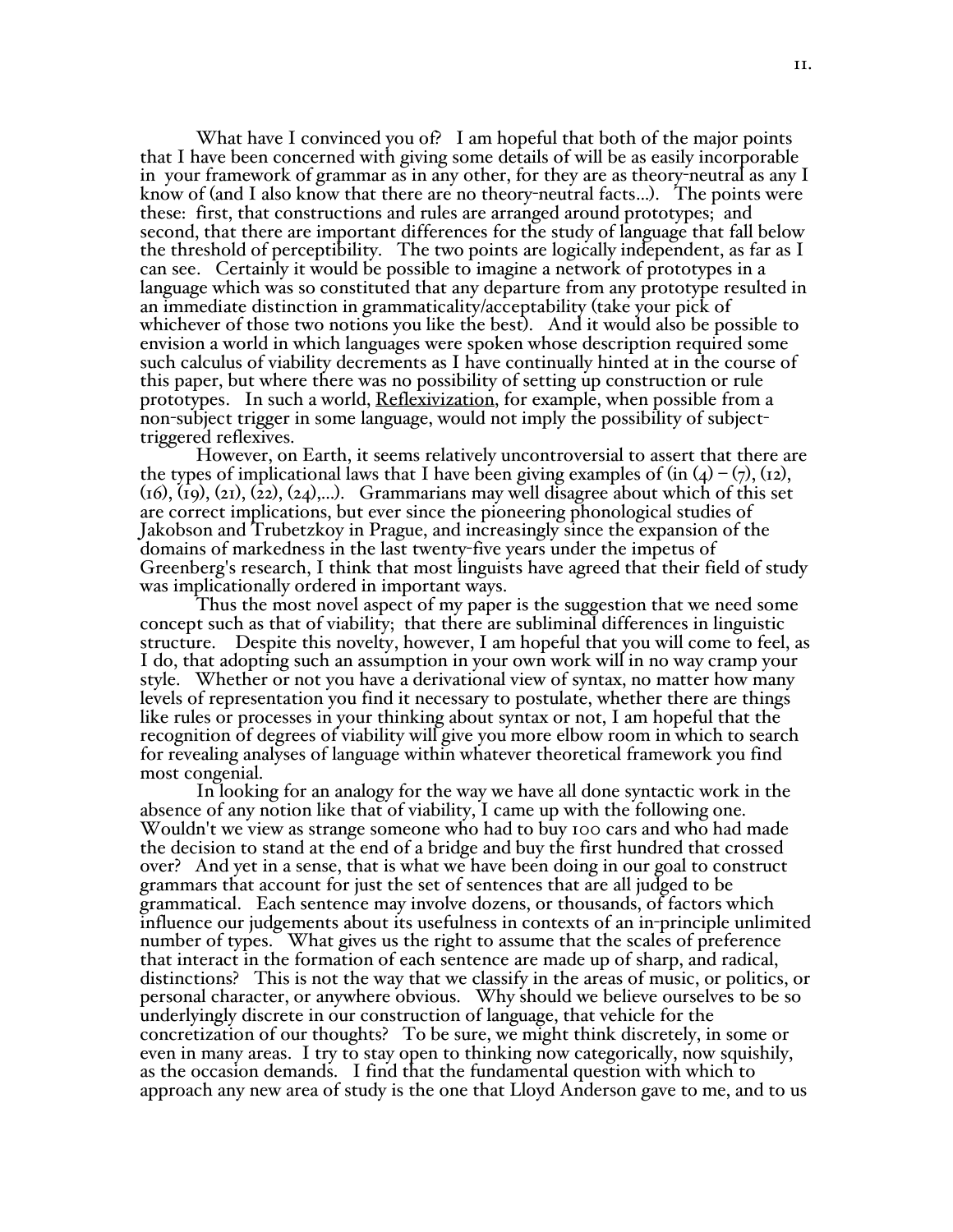What have I convinced you of? I am hopeful that both of the major points that I have been concerned with giving some details of will be as easily incorporable in your framework of grammar as in any other, for they are as theory-neutral as any I know of (and I also know that there are no theory-neutral facts...). The points were these: first, that constructions and rules are arranged around prototypes; and second, that there are important differences for the study of language that fall below the threshold of perceptibility. The two points are logically independent, as far as I can see. Certainly it would be possible to imagine a network of prototypes in a language which was so constituted that any departure from any prototype resulted in an immediate distinction in grammaticality/acceptability (take your pick of whichever of those two notions you like the best). And it would also be possible to envision a world in which languages were spoken whose description required some such calculus of viability decrements as I have continually hinted at in the course of this paper, but where there was no possibility of setting up construction or rule prototypes. In such a world, Reflexivization, for example, when possible from a non-subject trigger in some language, would not imply the possibility of subject-triggered reflexives.

However, on Earth, it seems relatively uncontroversial to assert that there are the types of implicational laws that I have been giving examples of (in (4) – (7), (12), (16), (19), (21), (22), (24),...). Grammarians may well disagree about which of this set are correct implications, but ever since the pioneering phonological studies of Jakobson and Trubetzkoy in Prague, and increasingly since the expansion of the domains of markedness in the last twenty-five years under the impetus of Greenberg's research, I think that most linguists have agreed that their field of study was implicationally ordered in important ways.

Thus the most novel aspect of my paper is the suggestion that we need some concept such as that of viability; that there are subliminal differences in linguistic structure. Despite this novelty, however, I am hopeful that you will come to feel, as I do, that adopting such an assumption in your own work will in no way cramp your style. Whether or not you have a derivational view of syntax, no matter how many levels of representation you find it necessary to postulate, whether there are things like rules or processes in your thinking about syntax or not, I am hopeful that the recognition of degrees of viability will give you more elbow room in which to search for revealing analyses of language within whatever theoretical framework you find most congenial.

In looking for an analogy for the way we have all done syntactic work in the absence of any notion like that of viability, I came up with the following one. Wouldn't we view as strange someone who had to buy 100 cars and who had made the decision to stand at the end of a bridge and buy the first hundred that crossed over? And yet in a sense, that is what we have been doing in our goal to construct grammars that account for just the set of sentences that are all judged to be grammatical. Each sentence may involve dozens, or thousands, of factors which influence our judgements about its usefulness in contexts of an in-principle unlimited number of types. What gives us the right to assume that the scales of preference that interact in the formation of each sentence are made up of sharp, and radical, distinctions? This is not the way that we classify in the areas of music, or politics, or personal character, or anywhere obvious. Why should we believe ourselves to be so underlyingly discrete in our construction of language, that vehicle for the concretization of our thoughts? To be sure, we might think discretely, in some or even in many areas. I try to stay open to thinking now categorically, now squishily, as the occasion demands. I find that the fundamental question with which to approach any new area of study is the one that Lloyd Anderson gave to me, and to us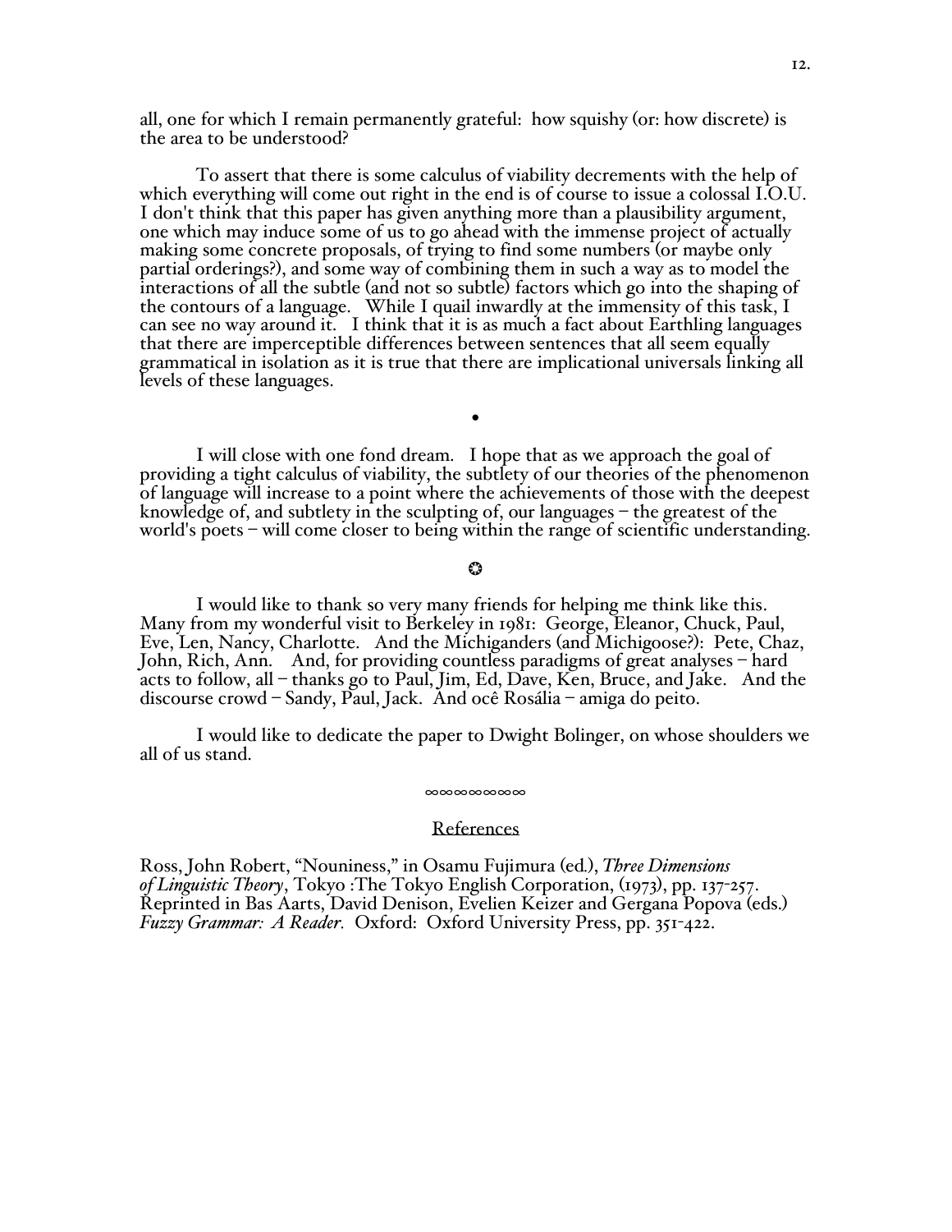all, one for which I remain permanently grateful: how squishy (or: how discrete) is the area to be understood?

To assert that there is some calculus of viability decrements with the help of which everything will come out right in the end is of course to issue a colossal I.O.U. I don't think that this paper has given anything more than a plausibility argument, one which may induce some of us to go ahead with the immense project of actually making some concrete proposals, of trying to find some numbers (or maybe only partial orderings?), and some way of combining them in such a way as to model the interactions of all the subtle (and not so subtle) factors which go into the shaping of the contours of a language. While I quail inwardly at the immensity of this task, I can see no way around it. I think that it is as much a fact about Earthling languages that there are imperceptible differences between sentences that all seem equally grammatical in isolation as it is true that there are implicational universals linking all levels of these languages.

•

I will close with one fond dream. I hope that as we approach the goal of providing a tight calculus of viability, the subtlety of our theories of the phenomenon of language will increase to a point where the achievements of those with the deepest knowledge of, and subtlety in the sculpting of, our languages – the greatest of the world's poets – will come closer to being within the range of scientific understanding.

✪

I would like to thank so very many friends for helping me think like this. Many from my wonderful visit to Berkeley in 1981: George, Eleanor, Chuck, Paul, Eve, Len, Nancy, Charlotte. And the Michiganders (and Michigoose?): Pete, Chaz, John, Rich, Ann. And, for providing countless paradigms of great analyses – hard acts to follow, all – thanks go to Paul, Jim, Ed, Dave, Ken, Bruce, and Jake. And the discourse crowd – Sandy, Paul, Jack. And ocê Rosália – amiga do peito.

I would like to dedicate the paper to Dwight Bolinger, on whose shoulders we all of us stand.

∞∞∞∞∞∞∞

## References

Ross, John Robert, "Nouniness," in Osamu Fujimura (ed.), *Three Dimensions of Linguistic Theory*, Tokyo :The Tokyo English Corporation, (1973), pp. 137-257. Reprinted in Bas Aarts, David Denison, Evelien Keizer and Gergana Popova (eds.) *Fuzzy Grammar: A Reader.* Oxford: Oxford University Press, pp. 351-422.